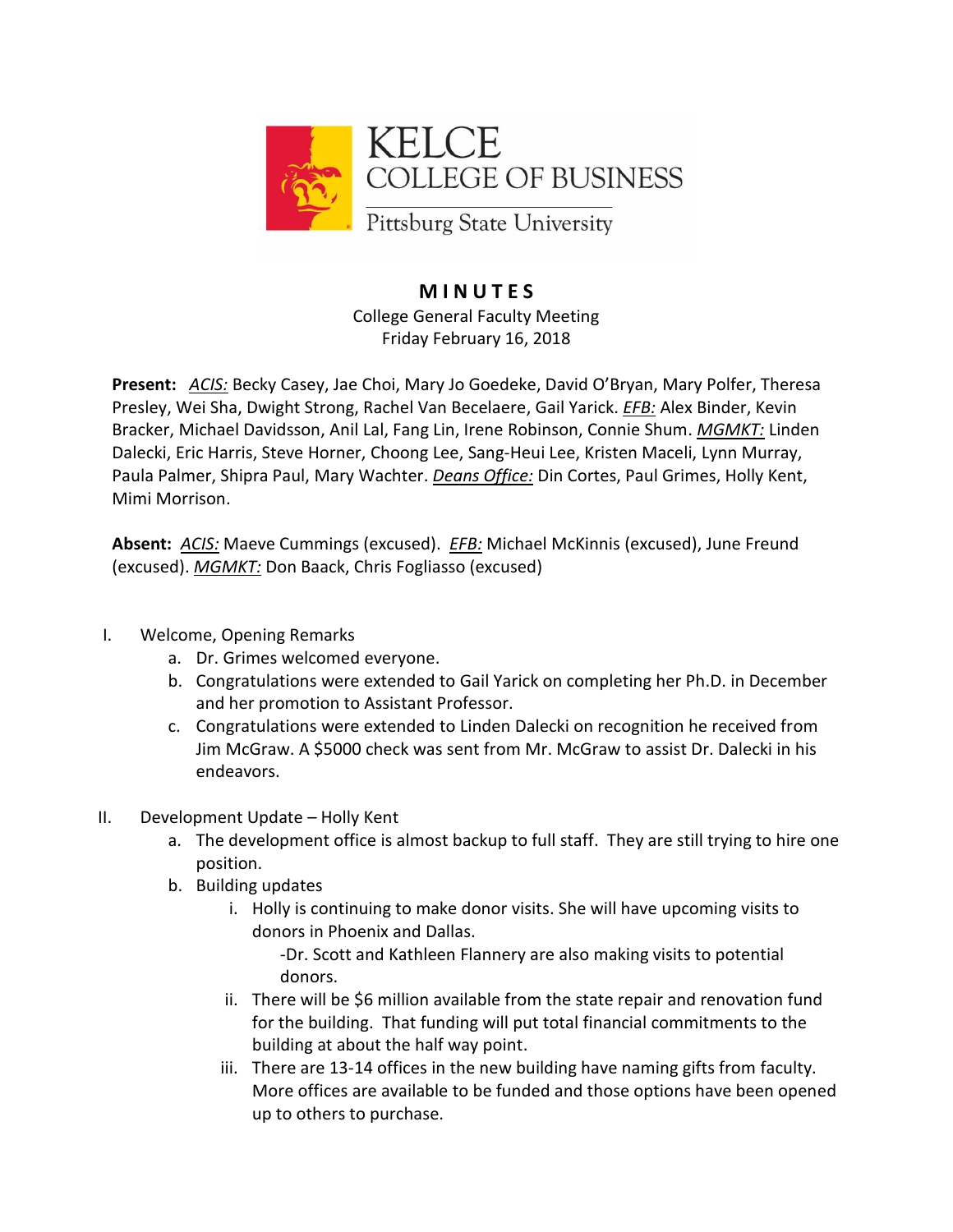KELCE COLLEGE OF BUSINESS

Pittsburg State University

# MINUTES

College General Faculty Meeting
Friday February 16, 2018

**Present:** _ACIS:_ Becky Casey, Jae Choi, Mary Jo Goedeke, David O'Bryan, Mary Polfer, Theresa Presley, Wei Sha, Dwight Strong, Rachel Van Becelaere, Gail Yarick. _EFB:_ Alex Binder, Kevin Bracker, Michael Davidsson, Anil Lal, Fang Lin, Irene Robinson, Connie Shum. _MGMKT:_ Linden Dalecki, Eric Harris, Steve Horner, Choong Lee, Sang-Heui Lee, Kristen Maceli, Lynn Murray, Paula Palmer, Shipra Paul, Mary Wachter. _Deans Office:_ Din Cortes, Paul Grimes, Holly Kent, Mimi Morrison.

**Absent:** _ACIS:_ Maeve Cummings (excused). _EFB:_ Michael McKinnis (excused), June Freund (excused). _MGMKT:_ Don Baack, Chris Fogliasso (excused)

I. Welcome, Opening Remarks
   a. Dr. Grimes welcomed everyone.
   b. Congratulations were extended to Gail Yarick on completing her Ph.D. in December and her promotion to Assistant Professor.
   c. Congratulations were extended to Linden Dalecki on recognition he received from Jim McGraw. A $5000 check was sent from Mr. McGraw to assist Dr. Dalecki in his endeavors.

II. Development Update – Holly Kent
   a. The development office is almost backup to full staff. They are still trying to hire one position.
   b. Building updates
      i. Holly is continuing to make donor visits. She will have upcoming visits to donors in Phoenix and Dallas.
         -Dr. Scott and Kathleen Flannery are also making visits to potential donors.
      ii. There will be $6 million available from the state repair and renovation fund for the building. That funding will put total financial commitments to the building at about the half way point.
      iii. There are 13-14 offices in the new building have naming gifts from faculty. More offices are available to be funded and those options have been opened up to others to purchase.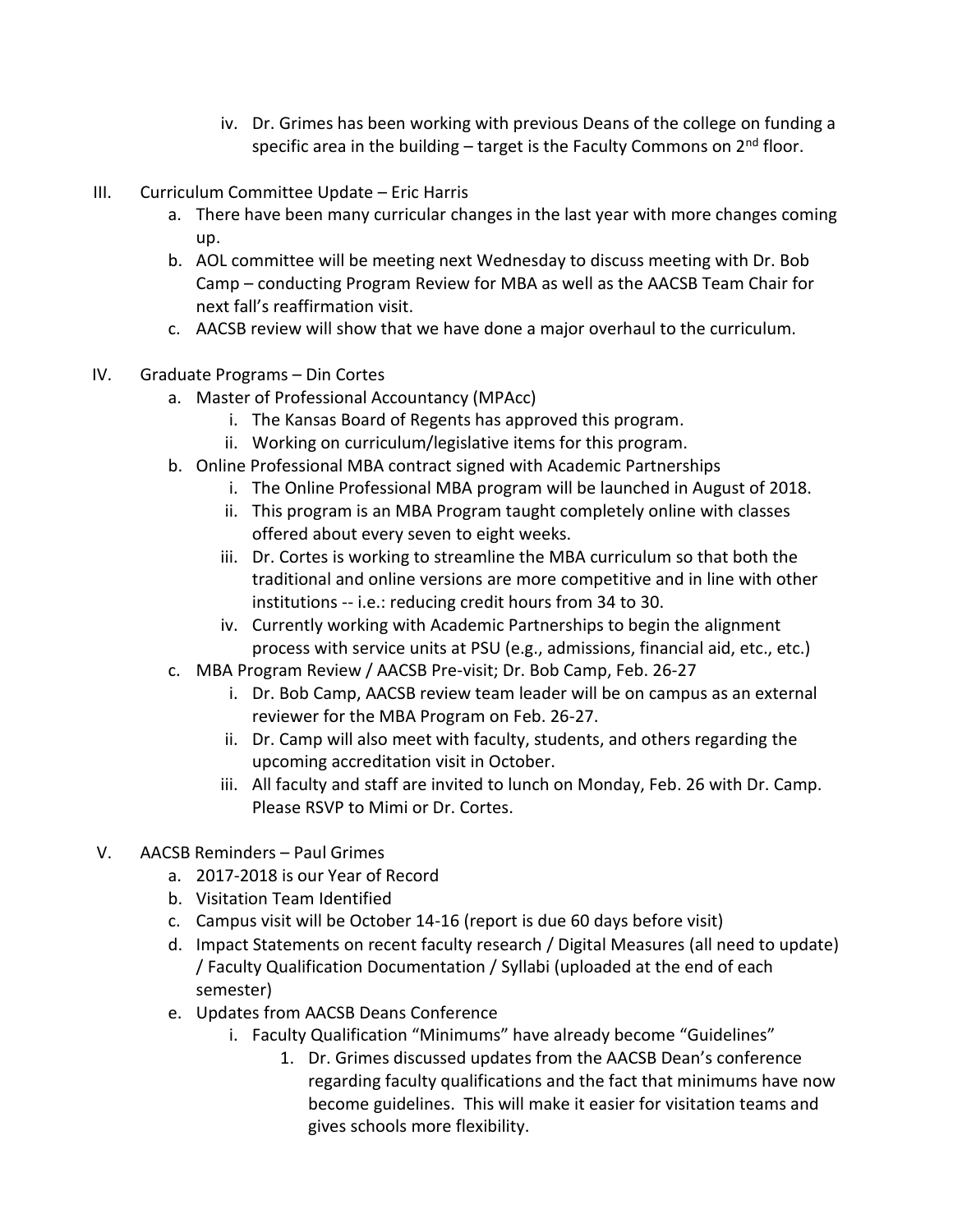iv. Dr. Grimes has been working with previous Deans of the college on funding a specific area in the building – target is the Faculty Commons on 2nd floor.

III. Curriculum Committee Update – Eric Harris
   a. There have been many curricular changes in the last year with more changes coming up.
   b. AOL committee will be meeting next Wednesday to discuss meeting with Dr. Bob Camp – conducting Program Review for MBA as well as the AACSB Team Chair for next fall's reaffirmation visit.
   c. AACSB review will show that we have done a major overhaul to the curriculum.

IV. Graduate Programs – Din Cortes
   a. Master of Professional Accountancy (MPAcc)
      i. The Kansas Board of Regents has approved this program.
      ii. Working on curriculum/legislative items for this program.
   b. Online Professional MBA contract signed with Academic Partnerships
      i. The Online Professional MBA program will be launched in August of 2018.
      ii. This program is an MBA Program taught completely online with classes offered about every seven to eight weeks.
      iii. Dr. Cortes is working to streamline the MBA curriculum so that both the traditional and online versions are more competitive and in line with other institutions -- i.e.: reducing credit hours from 34 to 30.
      iv. Currently working with Academic Partnerships to begin the alignment process with service units at PSU (e.g., admissions, financial aid, etc., etc.)
   c. MBA Program Review / AACSB Pre-visit; Dr. Bob Camp, Feb. 26-27
      i. Dr. Bob Camp, AACSB review team leader will be on campus as an external reviewer for the MBA Program on Feb. 26-27.
      ii. Dr. Camp will also meet with faculty, students, and others regarding the upcoming accreditation visit in October.
      iii. All faculty and staff are invited to lunch on Monday, Feb. 26 with Dr. Camp. Please RSVP to Mimi or Dr. Cortes.

V. AACSB Reminders – Paul Grimes
   a. 2017-2018 is our Year of Record
   b. Visitation Team Identified
   c. Campus visit will be October 14-16 (report is due 60 days before visit)
   d. Impact Statements on recent faculty research / Digital Measures (all need to update) / Faculty Qualification Documentation / Syllabi (uploaded at the end of each semester)
   e. Updates from AACSB Deans Conference
      i. Faculty Qualification "Minimums" have already become "Guidelines"
         1. Dr. Grimes discussed updates from the AACSB Dean's conference regarding faculty qualifications and the fact that minimums have now become guidelines. This will make it easier for visitation teams and gives schools more flexibility.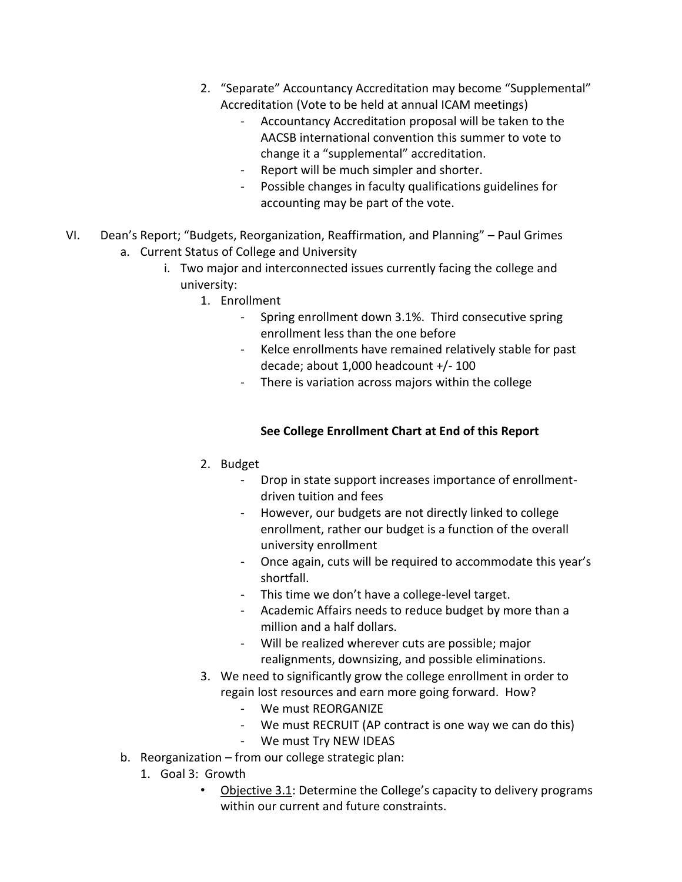2. "Separate" Accountancy Accreditation may become "Supplemental" Accreditation (Vote to be held at annual ICAM meetings)
   - Accountancy Accreditation proposal will be taken to the AACSB international convention this summer to vote to change it a "supplemental" accreditation.
   - Report will be much simpler and shorter.
   - Possible changes in faculty qualifications guidelines for accounting may be part of the vote.

VI. Dean's Report; "Budgets, Reorganization, Reaffirmation, and Planning" – Paul Grimes

a. Current Status of College and University

i. Two major and interconnected issues currently facing the college and university:

1. Enrollment
   - Spring enrollment down 3.1%. Third consecutive spring enrollment less than the one before
   - Kelce enrollments have remained relatively stable for past decade; about 1,000 headcount +/- 100
   - There is variation across majors within the college

**See College Enrollment Chart at End of this Report**

2. Budget
   - Drop in state support increases importance of enrollment-driven tuition and fees
   - However, our budgets are not directly linked to college enrollment, rather our budget is a function of the overall university enrollment
   - Once again, cuts will be required to accommodate this year's shortfall.
   - This time we don't have a college-level target.
   - Academic Affairs needs to reduce budget by more than a million and a half dollars.
   - Will be realized wherever cuts are possible; major realignments, downsizing, and possible eliminations.
3. We need to significantly grow the college enrollment in order to regain lost resources and earn more going forward. How?
   - We must REORGANIZE
   - We must RECRUIT (AP contract is one way we can do this)
   - We must Try NEW IDEAS

b. Reorganization – from our college strategic plan:

1. Goal 3: Growth
   - Objective 3.1: Determine the College's capacity to delivery programs within our current and future constraints.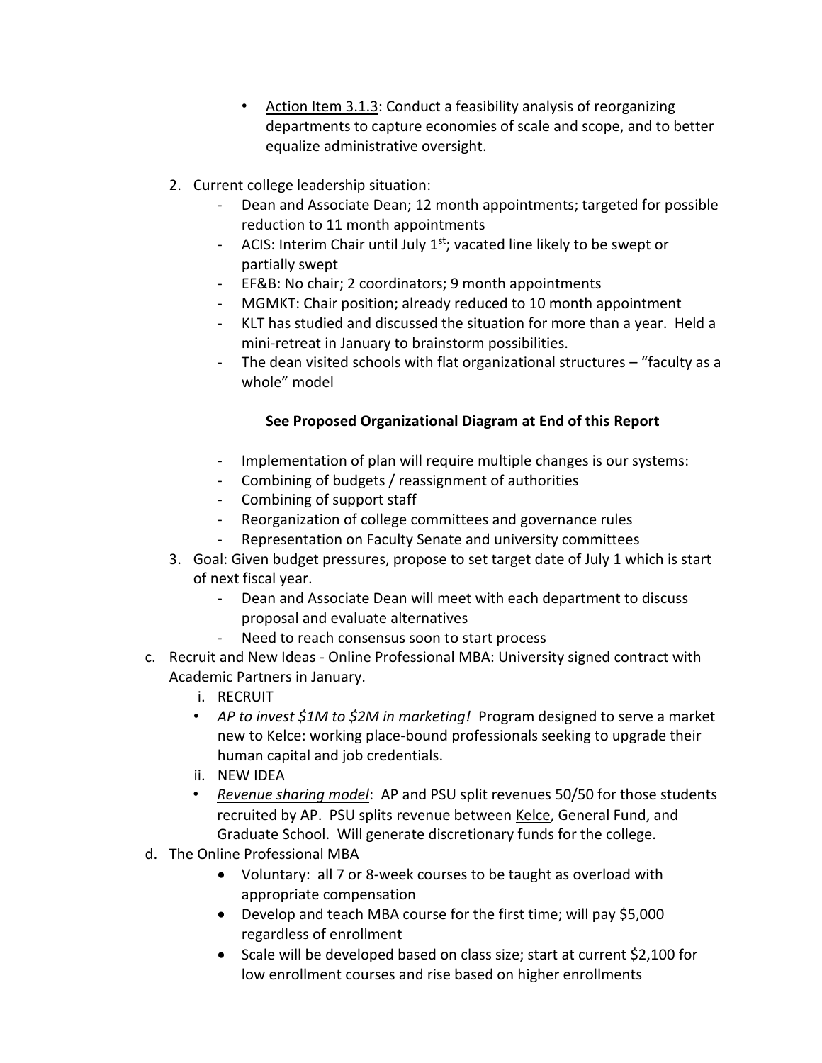- Action Item 3.1.3: Conduct a feasibility analysis of reorganizing departments to capture economies of scale and scope, and to better equalize administrative oversight.

2. Current college leadership situation:
   - Dean and Associate Dean; 12 month appointments; targeted for possible reduction to 11 month appointments
   - ACIS: Interim Chair until July 1st; vacated line likely to be swept or partially swept
   - EF&B: No chair; 2 coordinators; 9 month appointments
   - MGMKT: Chair position; already reduced to 10 month appointment
   - KLT has studied and discussed the situation for more than a year. Held a mini-retreat in January to brainstorm possibilities.
   - The dean visited schools with flat organizational structures – "faculty as a whole" model

   **See Proposed Organizational Diagram at End of this Report**

   - Implementation of plan will require multiple changes is our systems:
   - Combining of budgets / reassignment of authorities
   - Combining of support staff
   - Reorganization of college committees and governance rules
   - Representation on Faculty Senate and university committees
3. Goal: Given budget pressures, propose to set target date of July 1 which is start of next fiscal year.
   - Dean and Associate Dean will meet with each department to discuss proposal and evaluate alternatives
   - Need to reach consensus soon to start process

c. Recruit and New Ideas - Online Professional MBA: University signed contract with Academic Partners in January.
   i. RECRUIT
   - *AP to invest $1M to $2M in marketing!* Program designed to serve a market new to Kelce: working place-bound professionals seeking to upgrade their human capital and job credentials.

   ii. NEW IDEA
   - *Revenue sharing model*: AP and PSU split revenues 50/50 for those students recruited by AP. PSU splits revenue between Kelce, General Fund, and Graduate School. Will generate discretionary funds for the college.

d. The Online Professional MBA
   - Voluntary: all 7 or 8-week courses to be taught as overload with appropriate compensation
   - Develop and teach MBA course for the first time; will pay $5,000 regardless of enrollment
   - Scale will be developed based on class size; start at current $2,100 for low enrollment courses and rise based on higher enrollments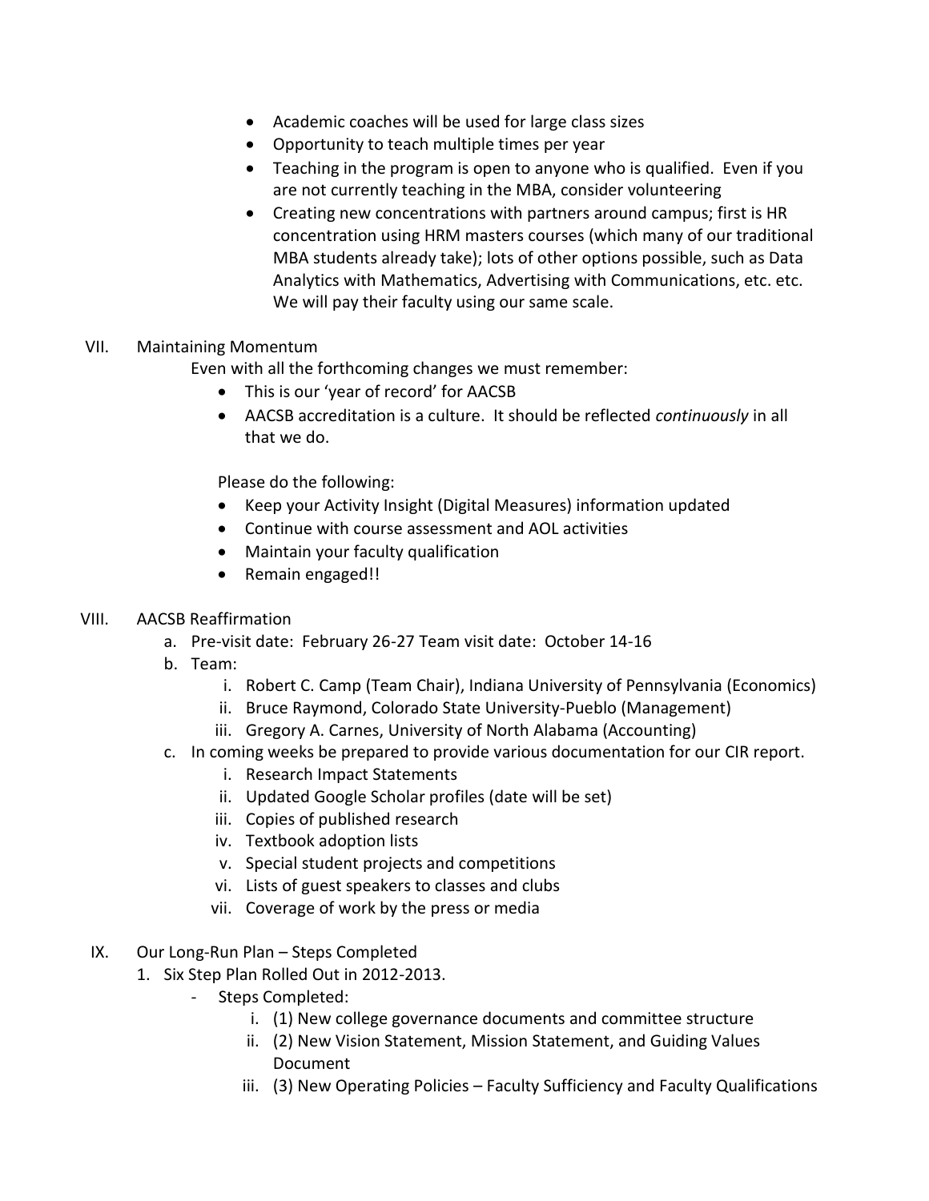- Academic coaches will be used for large class sizes
- Opportunity to teach multiple times per year
- Teaching in the program is open to anyone who is qualified. Even if you are not currently teaching in the MBA, consider volunteering
- Creating new concentrations with partners around campus; first is HR concentration using HRM masters courses (which many of our traditional MBA students already take); lots of other options possible, such as Data Analytics with Mathematics, Advertising with Communications, etc. etc. We will pay their faculty using our same scale.

VII. Maintaining Momentum

Even with all the forthcoming changes we must remember:

- This is our 'year of record' for AACSB
- AACSB accreditation is a culture. It should be reflected *continuously* in all that we do.

Please do the following:

- Keep your Activity Insight (Digital Measures) information updated
- Continue with course assessment and AOL activities
- Maintain your faculty qualification
- Remain engaged!!

VIII. AACSB Reaffirmation

a. Pre-visit date: February 26-27 Team visit date: October 14-16

b. Team:

   i. Robert C. Camp (Team Chair), Indiana University of Pennsylvania (Economics)

   ii. Bruce Raymond, Colorado State University-Pueblo (Management)

   iii. Gregory A. Carnes, University of North Alabama (Accounting)

c. In coming weeks be prepared to provide various documentation for our CIR report.

   i. Research Impact Statements

   ii. Updated Google Scholar profiles (date will be set)

   iii. Copies of published research

   iv. Textbook adoption lists

   v. Special student projects and competitions

   vi. Lists of guest speakers to classes and clubs

   vii. Coverage of work by the press or media

IX. Our Long-Run Plan – Steps Completed

1. Six Step Plan Rolled Out in 2012-2013.

   - Steps Completed:

     i. (1) New college governance documents and committee structure

     ii. (2) New Vision Statement, Mission Statement, and Guiding Values Document

     iii. (3) New Operating Policies – Faculty Sufficiency and Faculty Qualifications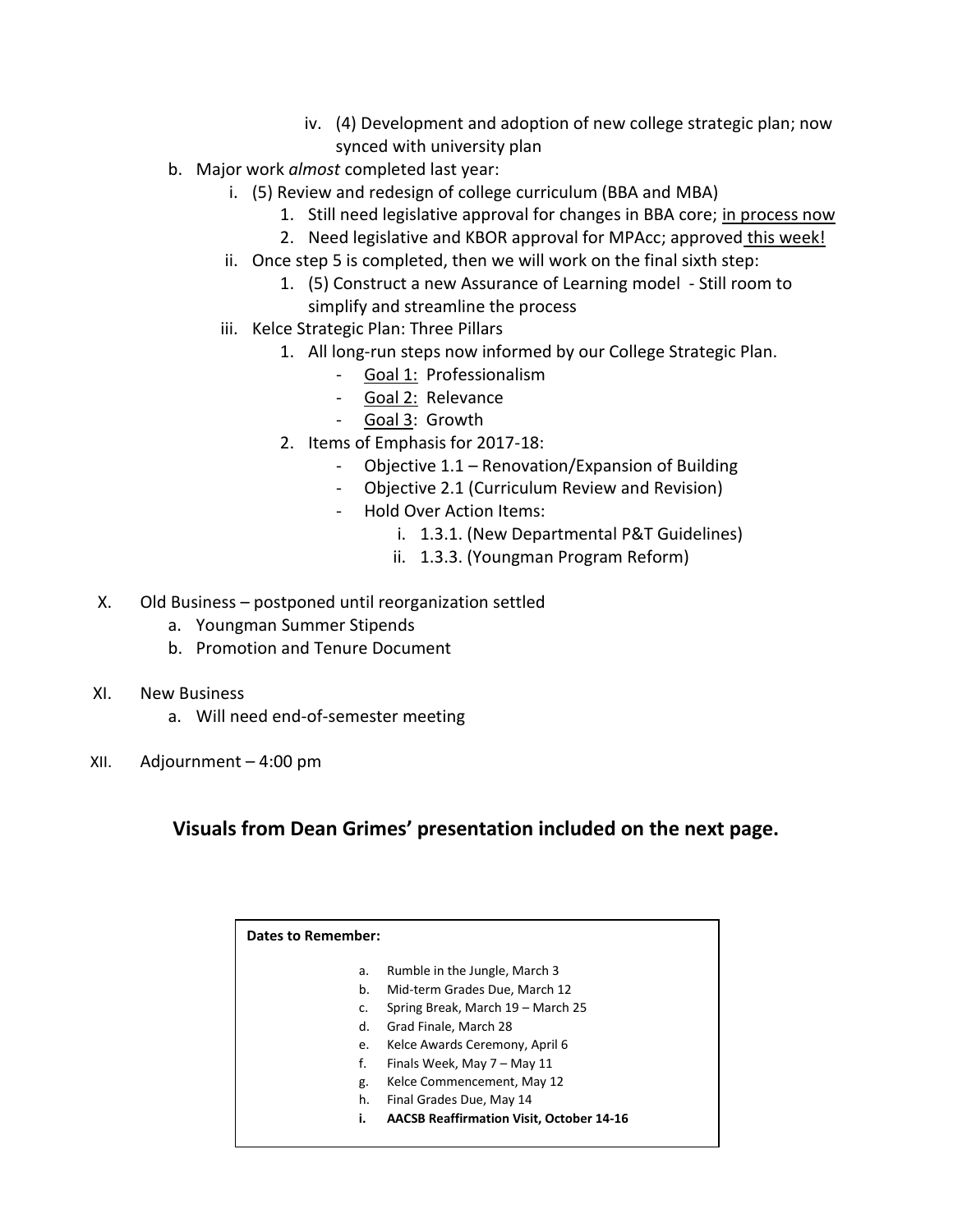iv. (4) Development and adoption of new college strategic plan; now synced with university plan

   b. Major work *almost* completed last year:
      i. (5) Review and redesign of college curriculum (BBA and MBA)
         1. Still need legislative approval for changes in BBA core; <u>in process now</u>
         2. Need legislative and KBOR approval for MPAcc; approved <u>this week!</u>
      ii. Once step 5 is completed, then we will work on the final sixth step:
         1. (5) Construct a new Assurance of Learning model - Still room to simplify and streamline the process
      iii. Kelce Strategic Plan: Three Pillars
         1. All long-run steps now informed by our College Strategic Plan.
            - <u>Goal 1:</u> Professionalism
            - <u>Goal 2:</u> Relevance
            - <u>Goal 3</u>: Growth
         2. Items of Emphasis for 2017-18:
            - Objective 1.1 – Renovation/Expansion of Building
            - Objective 2.1 (Curriculum Review and Revision)
            - Hold Over Action Items:
               i. 1.3.1. (New Departmental P&T Guidelines)
               ii. 1.3.3. (Youngman Program Reform)

X. Old Business – postponed until reorganization settled
   a. Youngman Summer Stipends
   b. Promotion and Tenure Document

XI. New Business
   a. Will need end-of-semester meeting

XII. Adjournment – 4:00 pm

**Visuals from Dean Grimes' presentation included on the next page.**

**Dates to Remember:**

a. Rumble in the Jungle, March 3
b. Mid-term Grades Due, March 12
c. Spring Break, March 19 – March 25
d. Grad Finale, March 28
e. Kelce Awards Ceremony, April 6
f. Finals Week, May 7 – May 11
g. Kelce Commencement, May 12
h. Final Grades Due, May 14
**i. AACSB Reaffirmation Visit, October 14-16**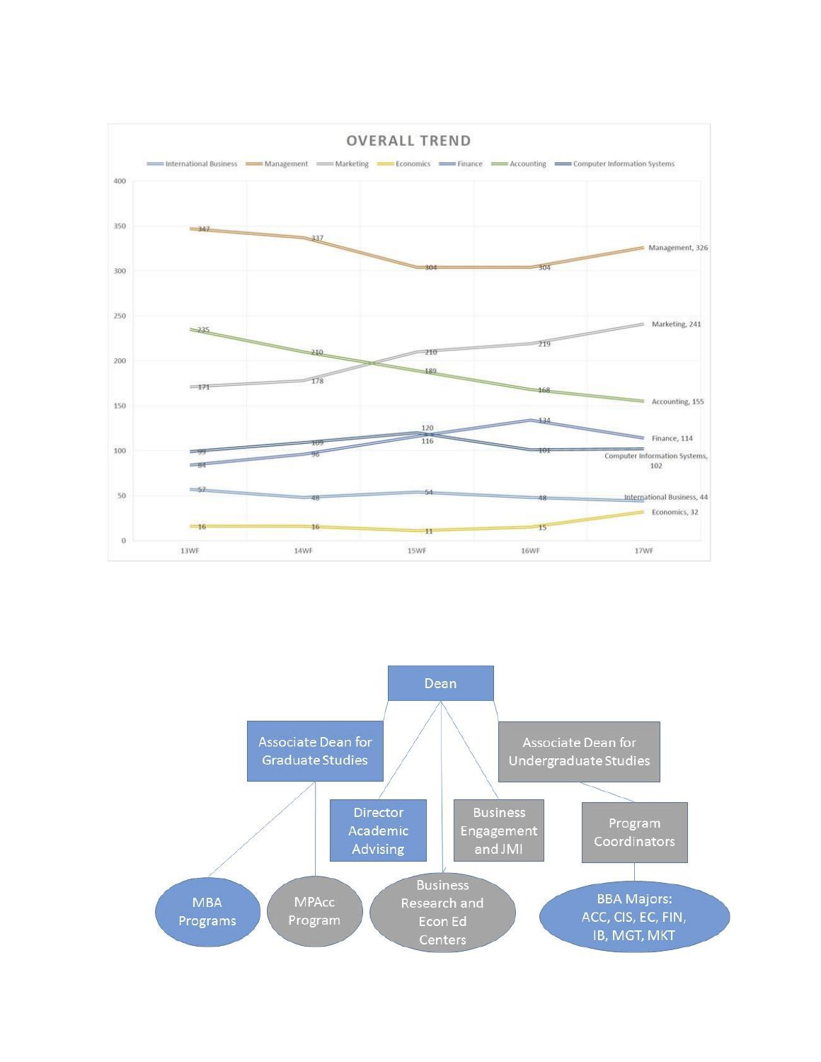OVERALL TREND

International Business  Management  Marketing  Economics  Finance  Accounting  Computer Information Systems

400
350
300
250
200
150
100
50
0

13WF  14WF  15WF  16WF  17WF

347  337  304  304  Management, 326

235  210  189  168  Accounting, 155

171  178  210  219  Marketing, 241

99  109  120  101  Computer Information Systems, 102

84  96  116  134  Finance, 114

57  48  54  48  International Business, 44

16  16  11  15  Economics, 32

Dean

Associate Dean for Graduate Studies

Director Academic Advising

Business Engagement and JMI

Associate Dean for Undergraduate Studies

Program Coordinators

MBA Programs

MPAcc Program

Business Research and Econ Ed Centers

BBA Majors: ACC, CIS, EC, FIN, IB, MGT, MKT